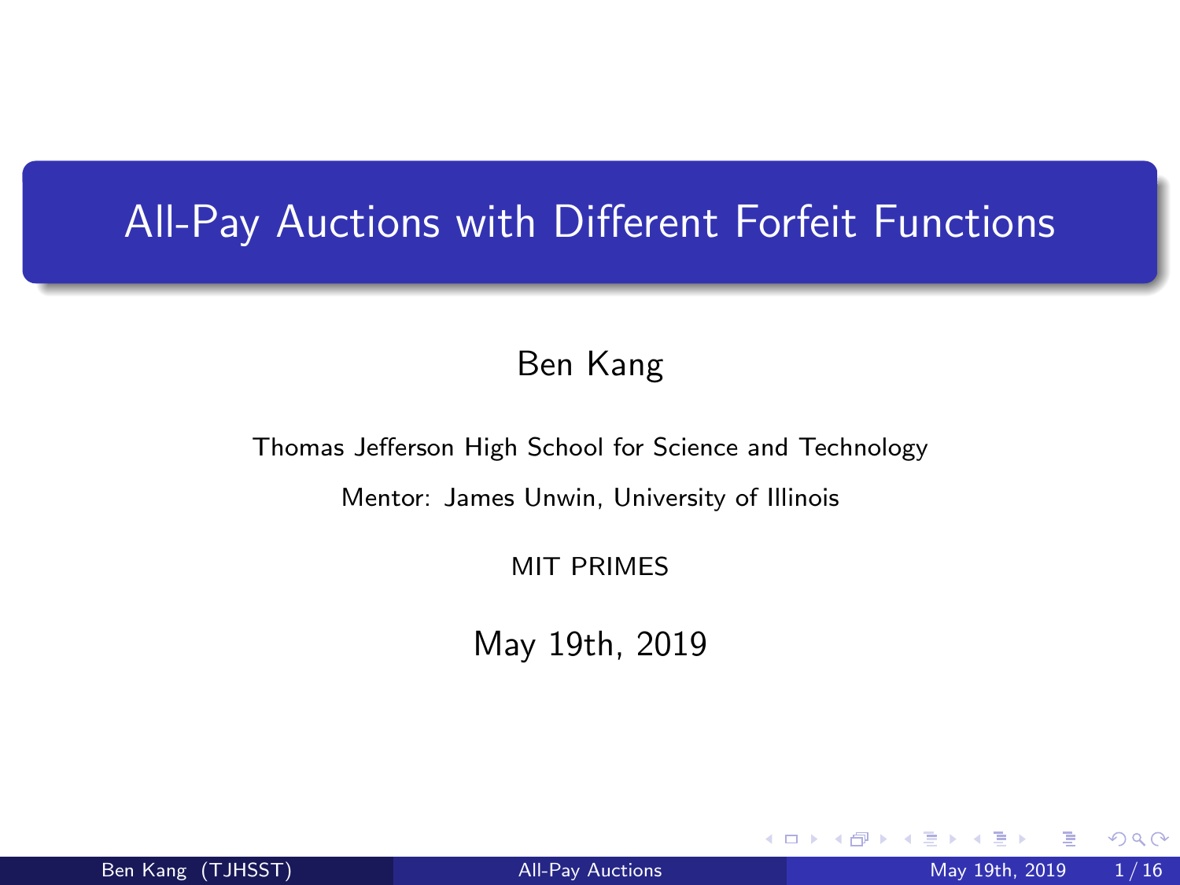# All-Pay Auctions with Different Forfeit Functions

Ben Kang

Thomas Jefferson High School for Science and Technology

Mentor: James Unwin, University of Illinois

MIT PRIMES

May 19th, 2019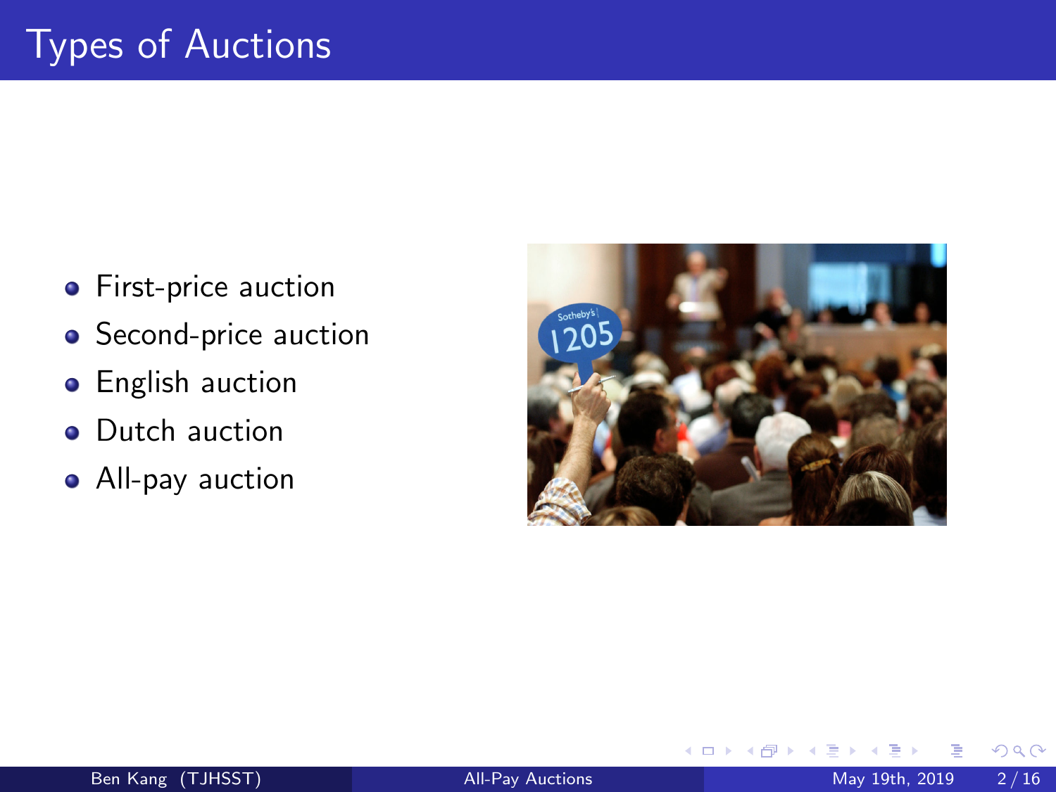# Types of Auctions

- First-price auction
- Second-price auction
- English auction
- Dutch auction
- All-pay auction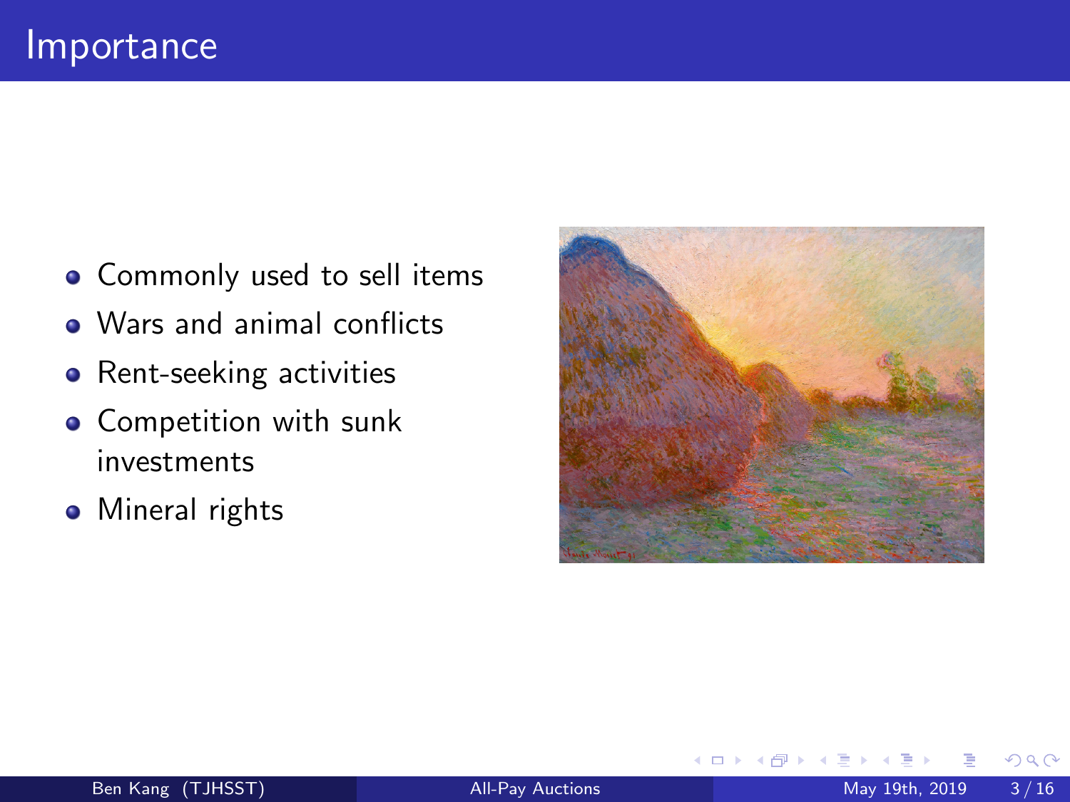# Importance

- Commonly used to sell items
- Wars and animal conflicts
- Rent-seeking activities
- Competition with sunk investments
- Mineral rights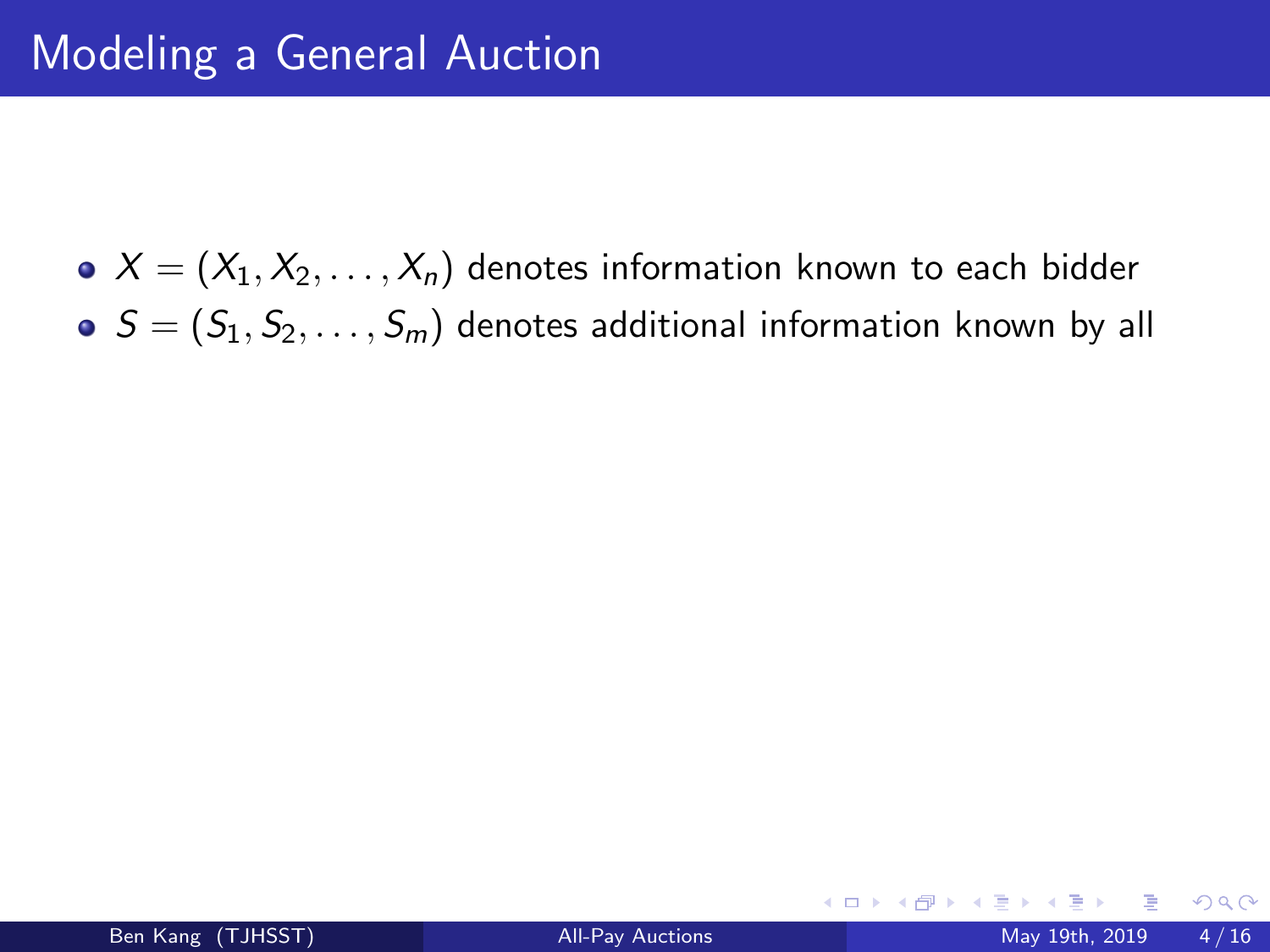# Modeling a General Auction

- $X = (X_1, X_2, \ldots, X_n)$ denotes information known to each bidder
- $S = (S_1, S_2, \ldots, S_m)$ denotes additional information known by all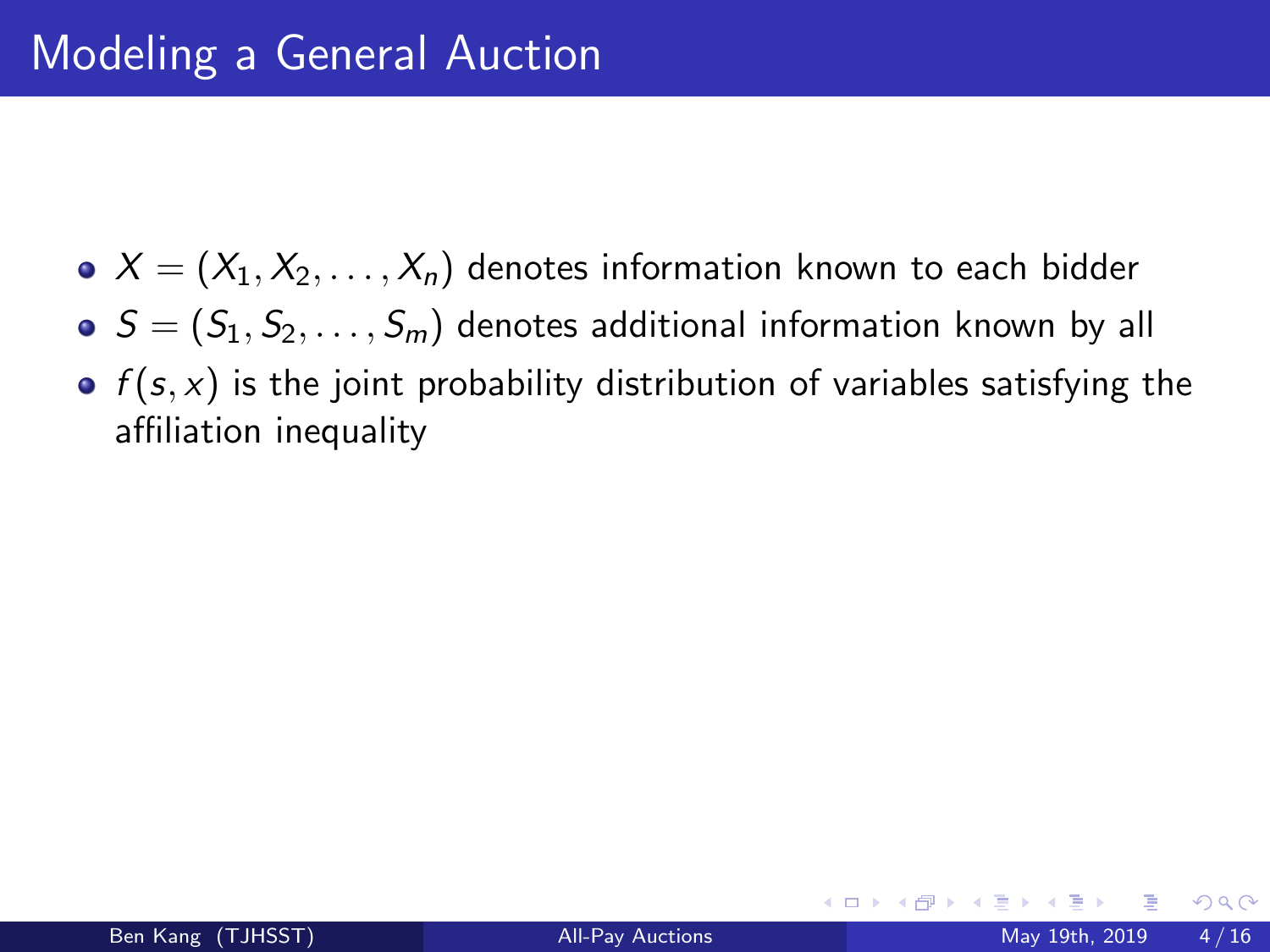# Modeling a General Auction

- $X = (X_1, X_2, \ldots, X_n)$ denotes information known to each bidder
- $S = (S_1, S_2, \ldots, S_m)$ denotes additional information known by all
- $f(s, x)$ is the joint probability distribution of variables satisfying the affiliation inequality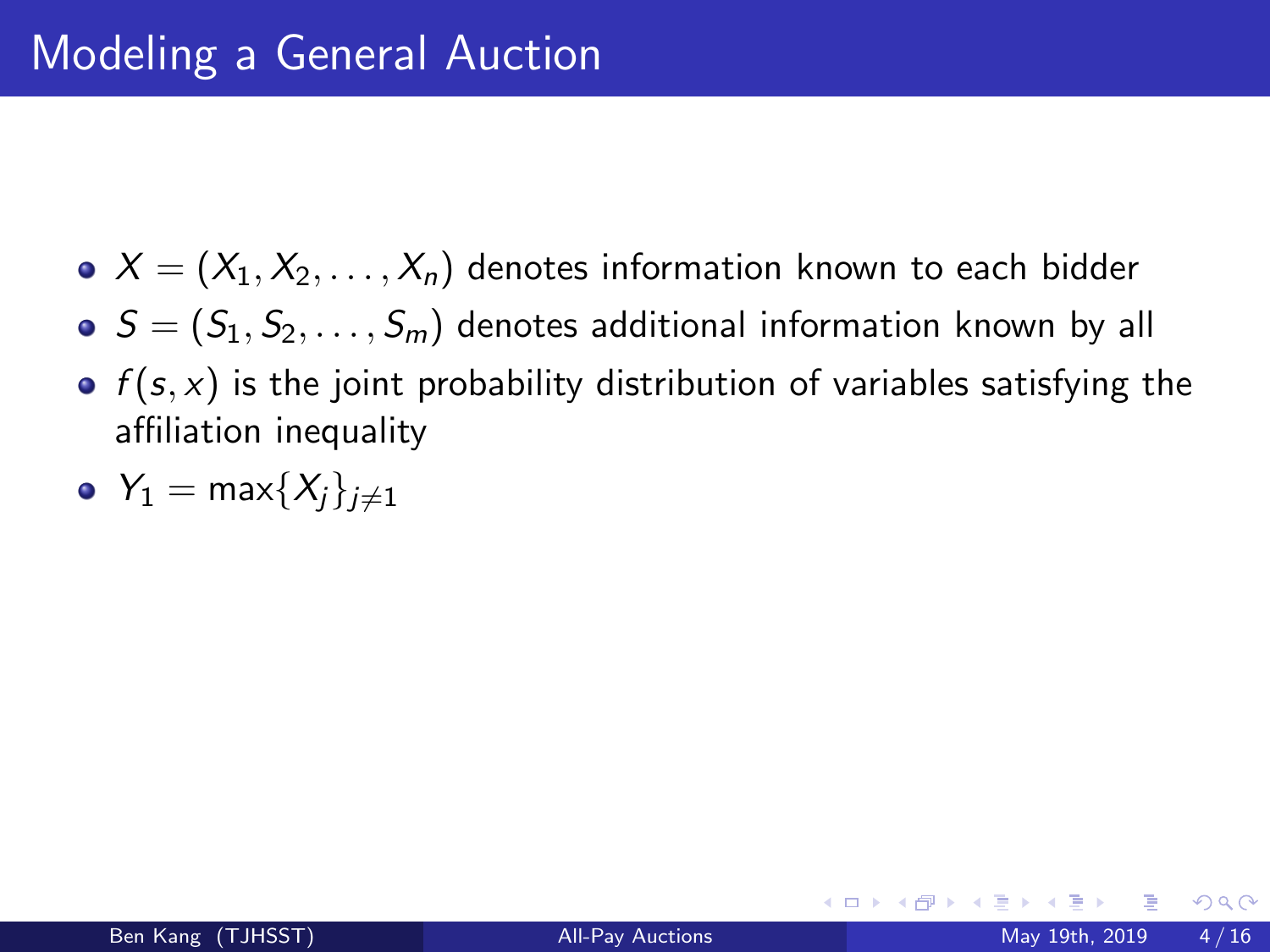# Modeling a General Auction

- $X = (X_1, X_2, \ldots, X_n)$ denotes information known to each bidder
- $S = (S_1, S_2, \ldots, S_m)$ denotes additional information known by all
- $f(s, x)$ is the joint probability distribution of variables satisfying the affiliation inequality
- $Y_1 = \max\{X_j\}_{j \neq 1}$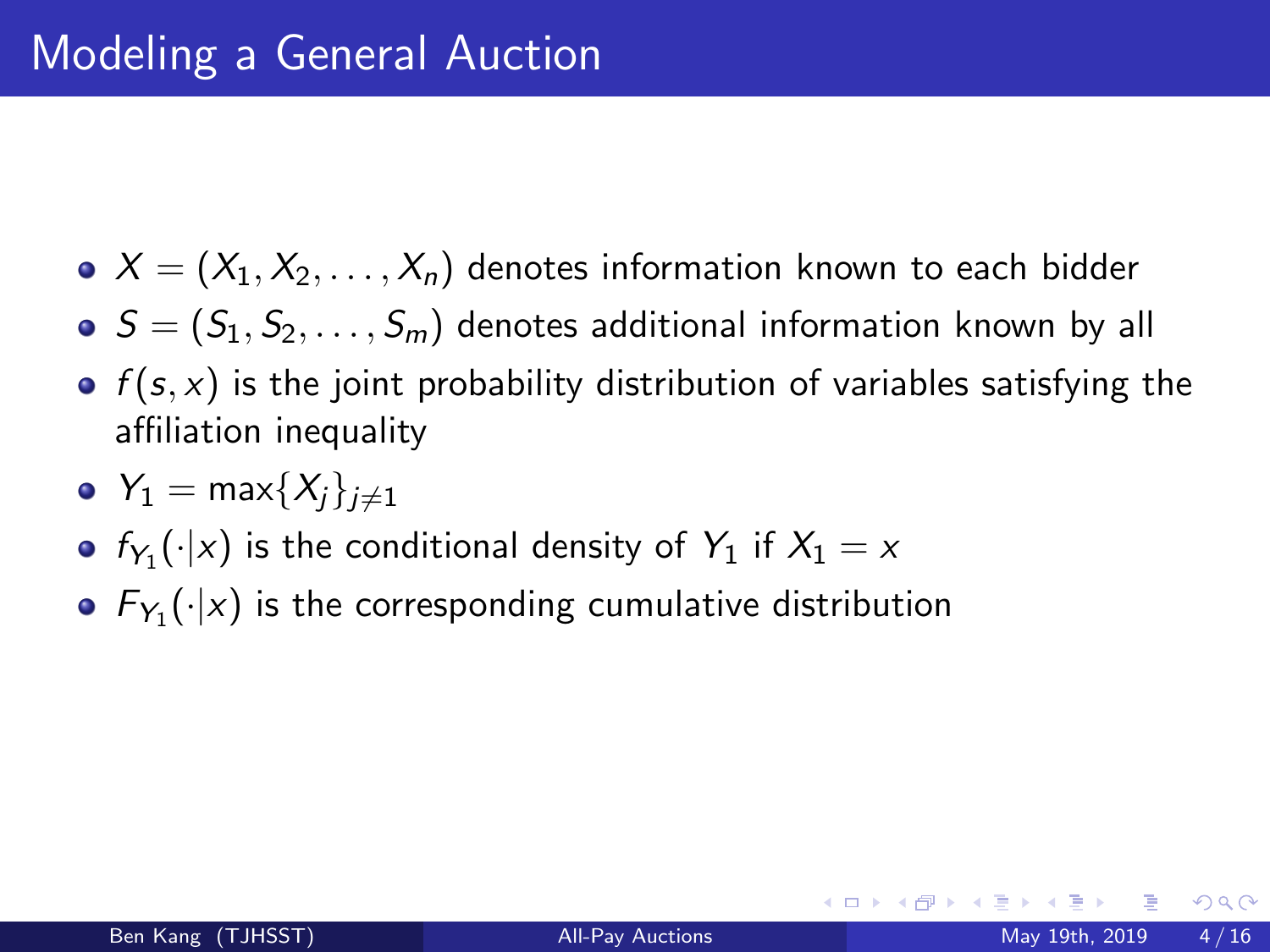# Modeling a General Auction

- $X = (X_1, X_2, \ldots, X_n)$ denotes information known to each bidder
- $S = (S_1, S_2, \ldots, S_m)$ denotes additional information known by all
- $f(s, x)$ is the joint probability distribution of variables satisfying the affiliation inequality
- $Y_1 = \max\{X_j\}_{j \neq 1}$
- $f_{Y_1}(\cdot|x)$ is the conditional density of $Y_1$ if $X_1 = x$
- $F_{Y_1}(\cdot|x)$ is the corresponding cumulative distribution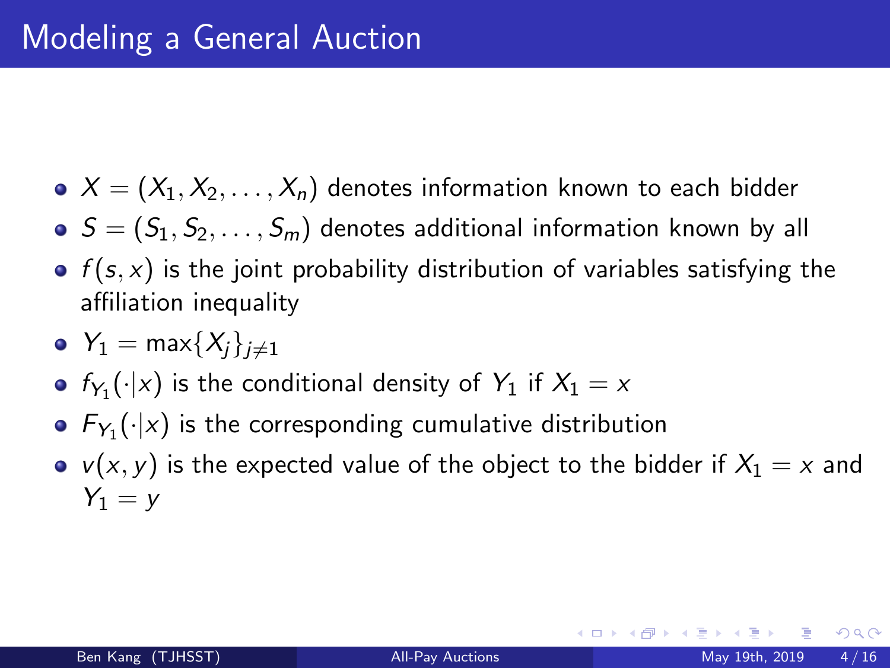# Modeling a General Auction

- $X = (X_1, X_2, \ldots, X_n)$ denotes information known to each bidder
- $S = (S_1, S_2, \ldots, S_m)$ denotes additional information known by all
- $f(s, x)$ is the joint probability distribution of variables satisfying the affiliation inequality
- $Y_1 = \max\{X_j\}_{j \neq 1}$
- $f_{Y_1}(\cdot|x)$ is the conditional density of $Y_1$ if $X_1 = x$
- $F_{Y_1}(\cdot|x)$ is the corresponding cumulative distribution
- $v(x, y)$ is the expected value of the object to the bidder if $X_1 = x$ and $Y_1 = y$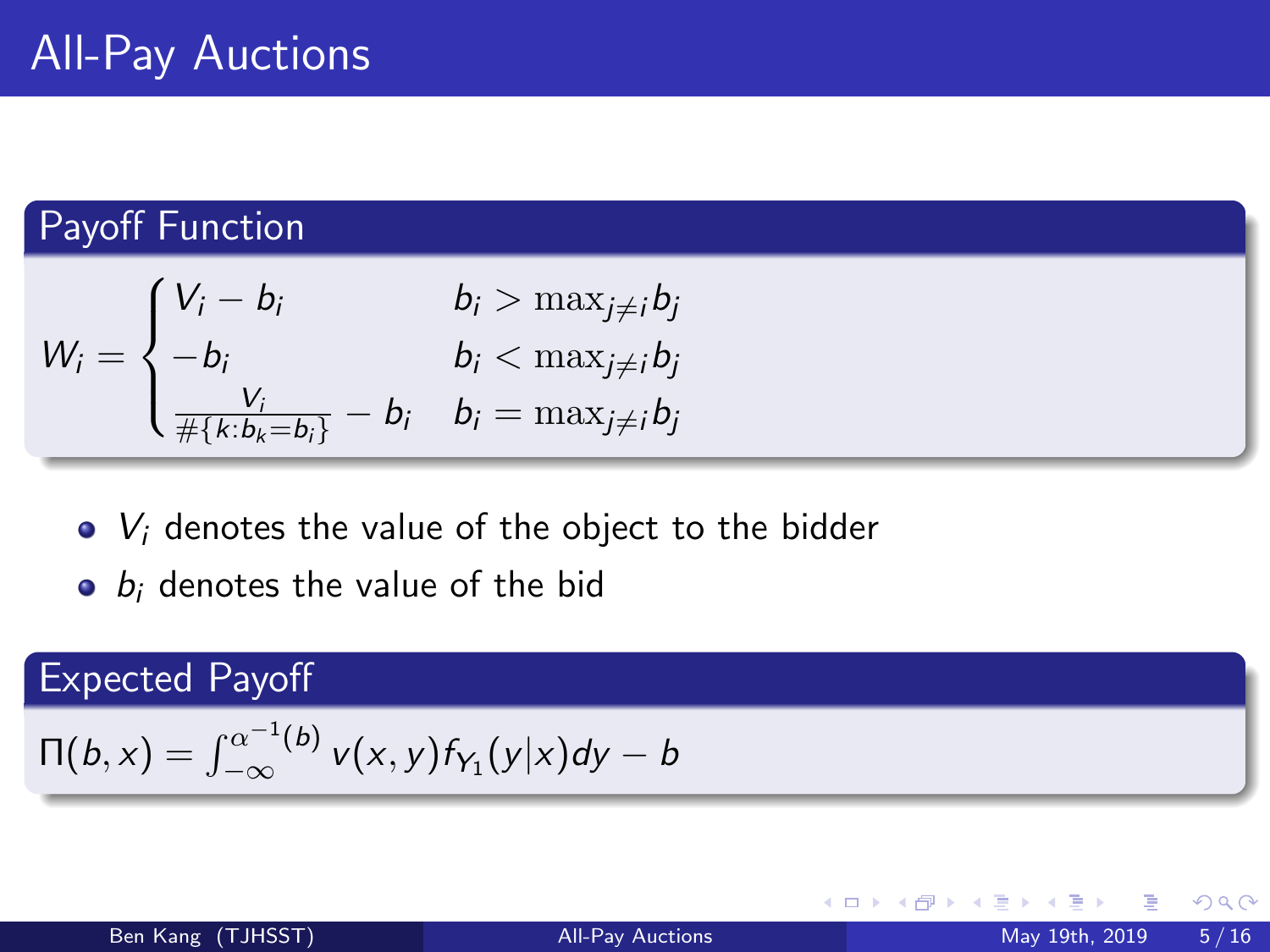# All-Pay Auctions

## Payoff Function

$$W_i = \begin{cases} V_i - b_i & b_i > \max_{j \neq i} b_j \\ -b_i & b_i < \max_{j \neq i} b_j \\ \frac{V_i}{\#\{k : b_k = b_i\}} - b_i & b_i = \max_{j \neq i} b_j \end{cases}$$

- $V_i$ denotes the value of the object to the bidder
- $b_i$ denotes the value of the bid

## Expected Payoff

$$\Pi(b, x) = \int_{-\infty}^{\alpha^{-1}(b)} v(x, y) f_{Y_1}(y|x) dy - b$$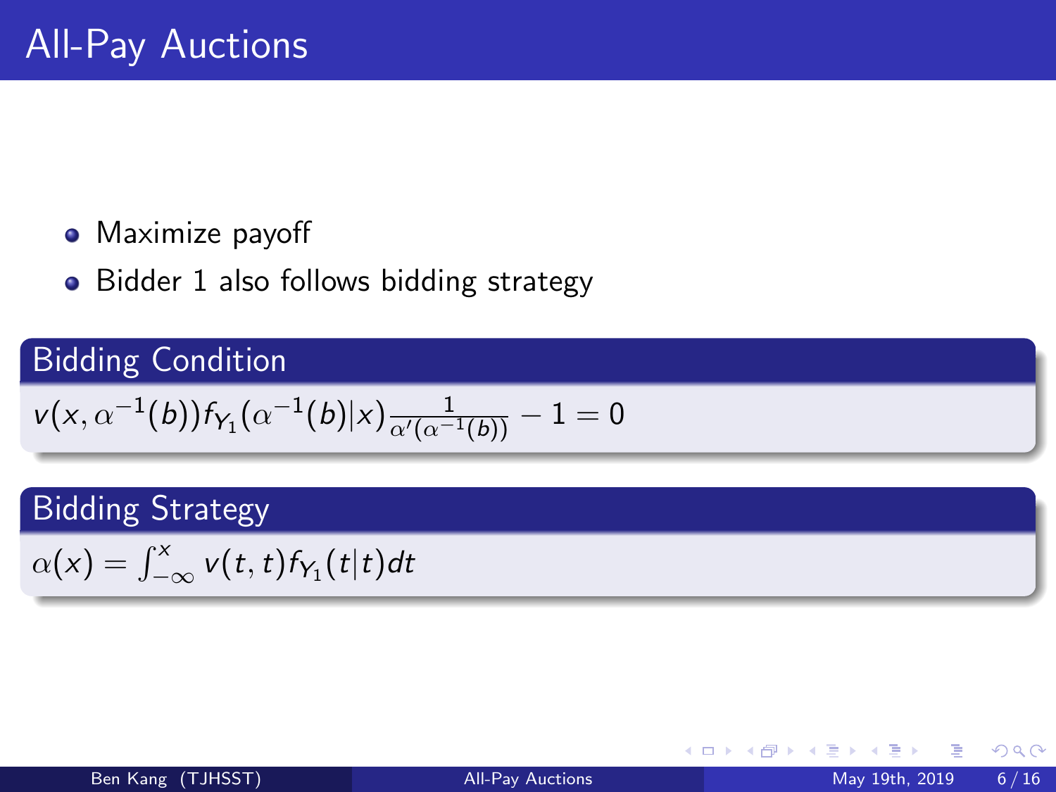# All-Pay Auctions

- Maximize payoff
- Bidder 1 also follows bidding strategy

### Bidding Condition

$$v(x, \alpha^{-1}(b)) f_{Y_1}(\alpha^{-1}(b)|x) \frac{1}{\alpha'(\alpha^{-1}(b))} - 1 = 0$$

### Bidding Strategy

$$\alpha(x) = \int_{-\infty}^{x} v(t,t) f_{Y_1}(t|t) dt$$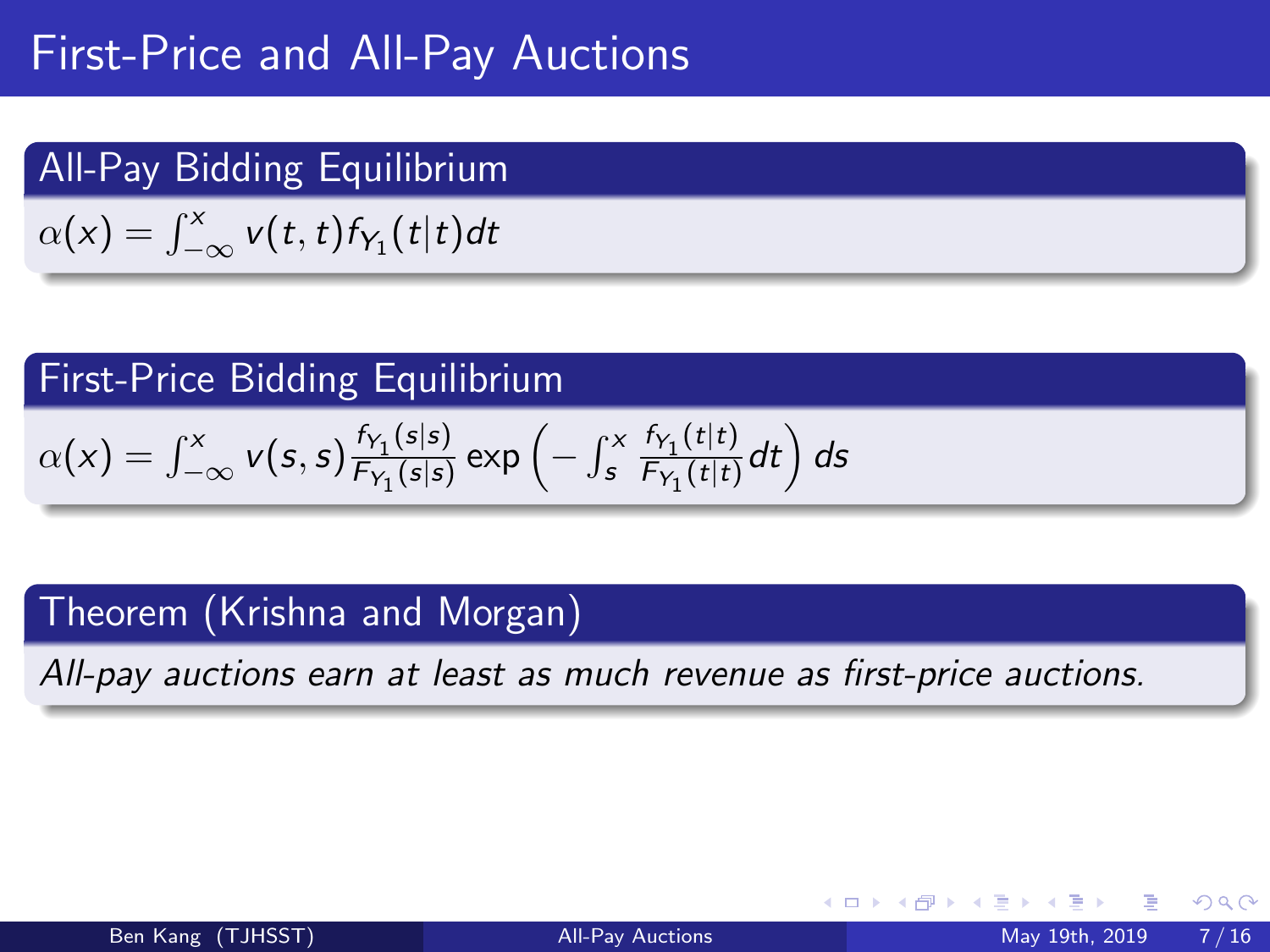# First-Price and All-Pay Auctions

## All-Pay Bidding Equilibrium

$$\alpha(x) = \int_{-\infty}^{x} v(t,t) f_{Y_1}(t|t) dt$$

## First-Price Bidding Equilibrium

$$\alpha(x) = \int_{-\infty}^{x} v(s,s) \frac{f_{Y_1}(s|s)}{F_{Y_1}(s|s)} \exp\left(-\int_{s}^{x} \frac{f_{Y_1}(t|t)}{F_{Y_1}(t|t)} dt\right) ds$$

## Theorem (Krishna and Morgan)

*All-pay auctions earn at least as much revenue as first-price auctions.*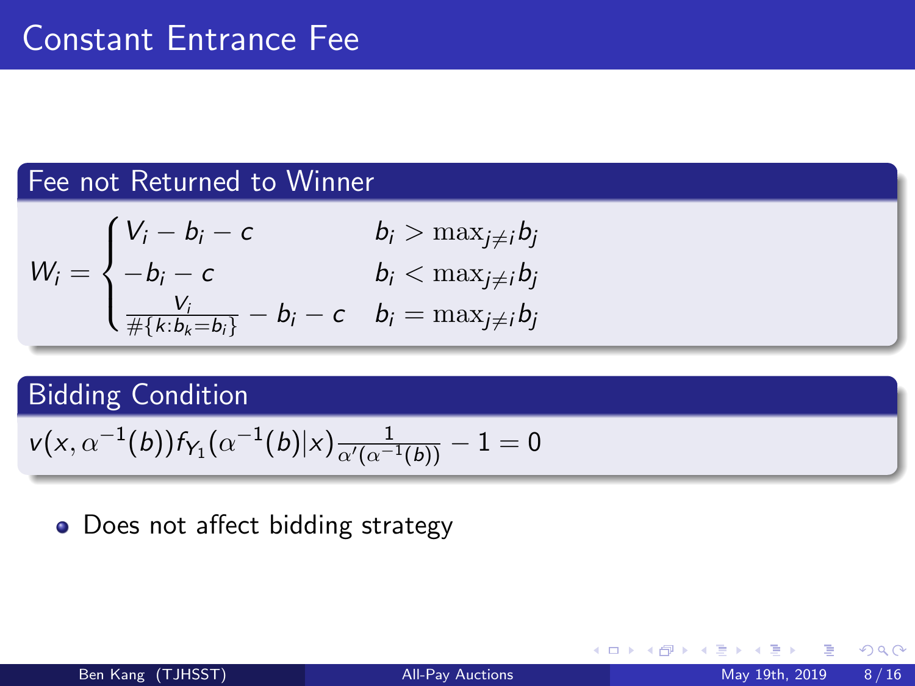# Constant Entrance Fee

### Fee not Returned to Winner

$$W_i = \begin{cases} V_i - b_i - c & b_i > \max_{j \neq i} b_j \\ -b_i - c & b_i < \max_{j \neq i} b_j \\ \frac{V_i}{\#\{k : b_k = b_i\}} - b_i - c & b_i = \max_{j \neq i} b_j \end{cases}$$

### Bidding Condition

$$v(x, \alpha^{-1}(b)) f_{Y_1}(\alpha^{-1}(b) | x) \frac{1}{\alpha'(\alpha^{-1}(b))} - 1 = 0$$

- Does not affect bidding strategy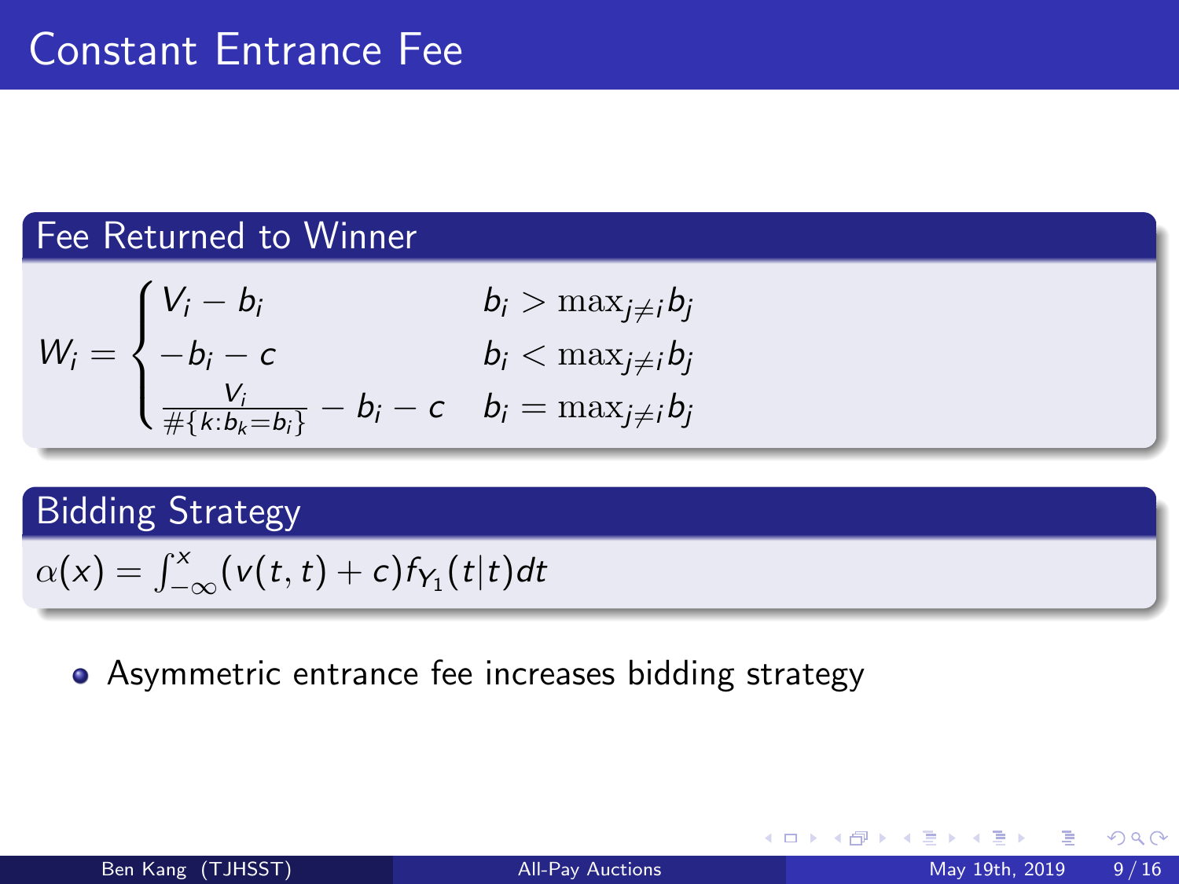# Constant Entrance Fee

## Fee Returned to Winner

$$W_i = \begin{cases} V_i - b_i & b_i > \max_{j \neq i} b_j \\ -b_i - c & b_i < \max_{j \neq i} b_j \\ \frac{V_i}{\#\{k : b_k = b_i\}} - b_i - c & b_i = \max_{j \neq i} b_j \end{cases}$$

## Bidding Strategy

$$\alpha(x) = \int_{-\infty}^{x} (v(t,t) + c) f_{Y_1}(t|t) dt$$

- Asymmetric entrance fee increases bidding strategy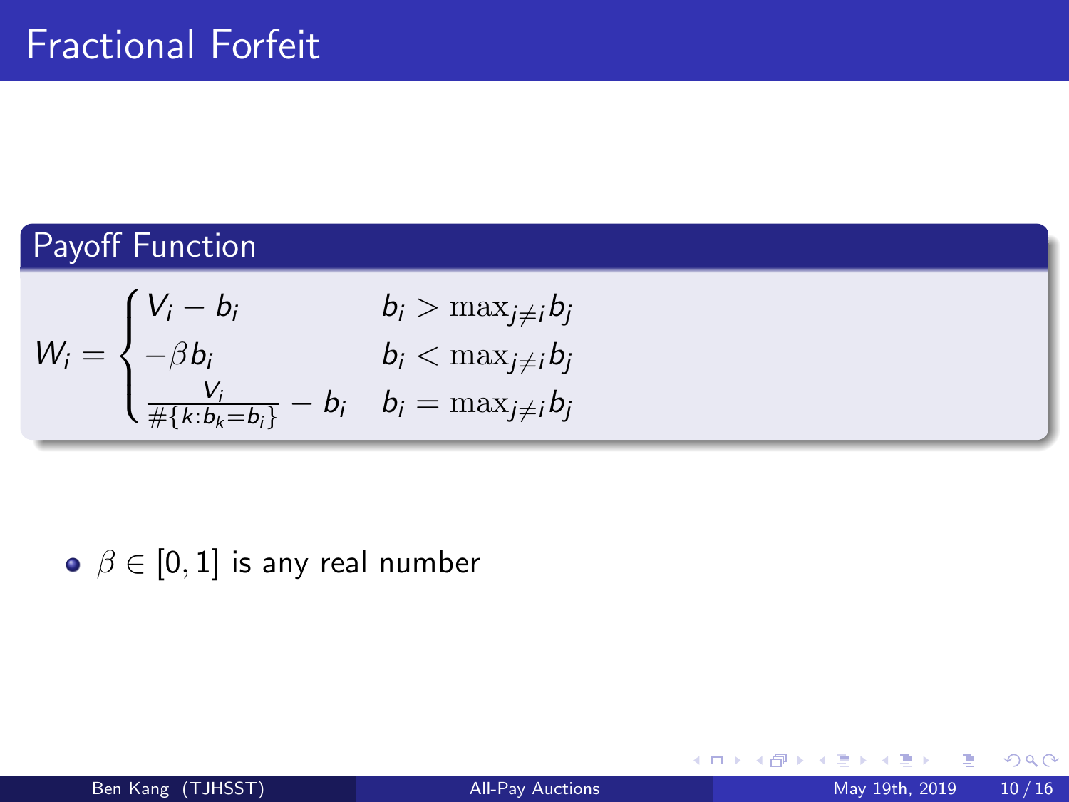# Fractional Forfeit

## Payoff Function

$$W_i = \begin{cases} V_i - b_i & b_i > \max_{j \neq i} b_j \\ -\beta b_i & b_i < \max_{j \neq i} b_j \\ \frac{V_i}{\#\{k : b_k = b_i\}} - b_i & b_i = \max_{j \neq i} b_j \end{cases}$$

- $\beta \in [0, 1]$ is any real number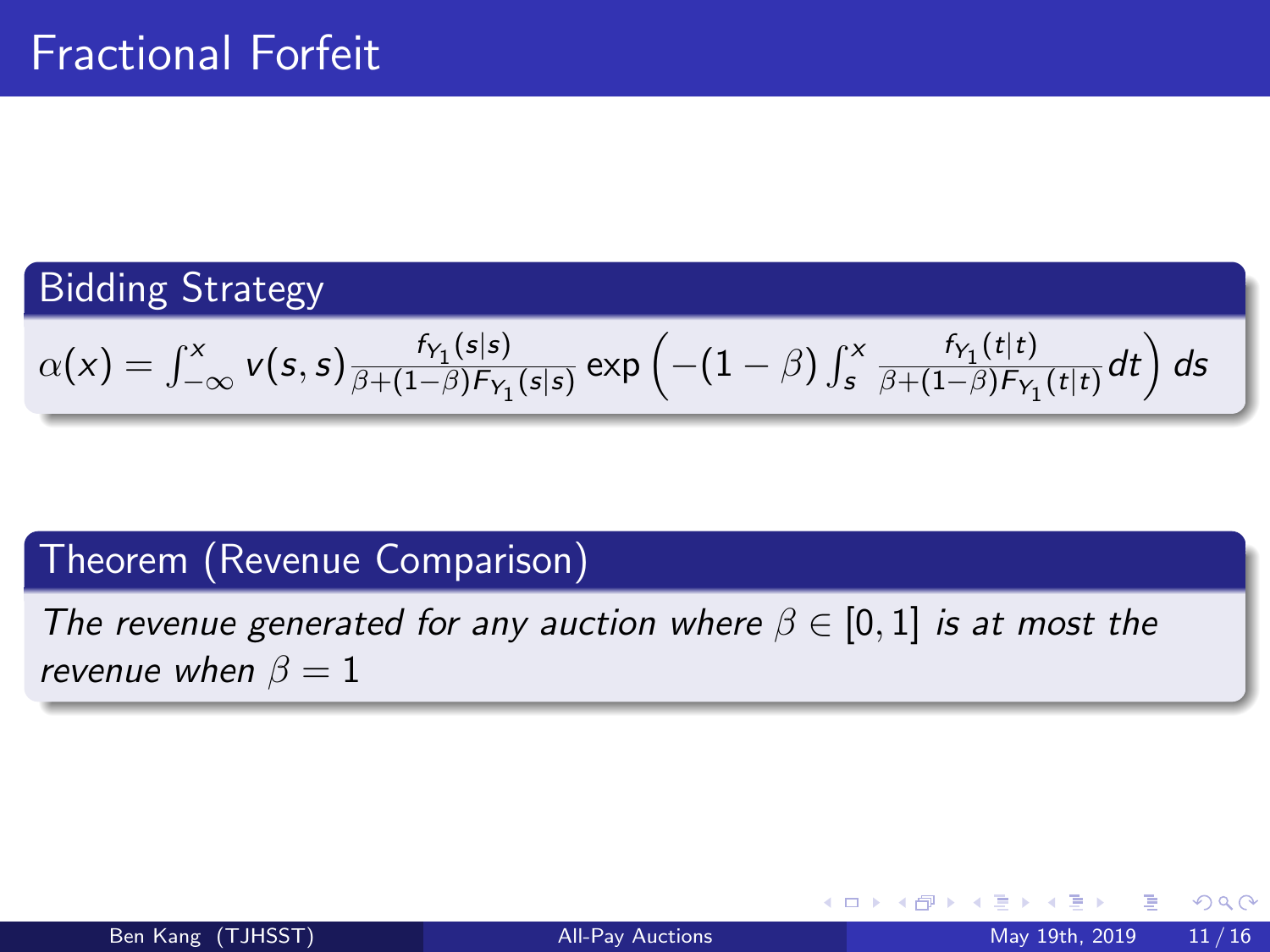# Fractional Forfeit

## Bidding Strategy

$$\alpha(x) = \int_{-\infty}^{x} v(s,s) \frac{f_{Y_1}(s|s)}{\beta + (1-\beta)F_{Y_1}(s|s)} \exp\left(-(1-\beta)\int_{s}^{x} \frac{f_{Y_1}(t|t)}{\beta + (1-\beta)F_{Y_1}(t|t)} dt\right) ds$$

## Theorem (Revenue Comparison)

*The revenue generated for any auction where $\beta \in [0,1]$ is at most the revenue when $\beta = 1$*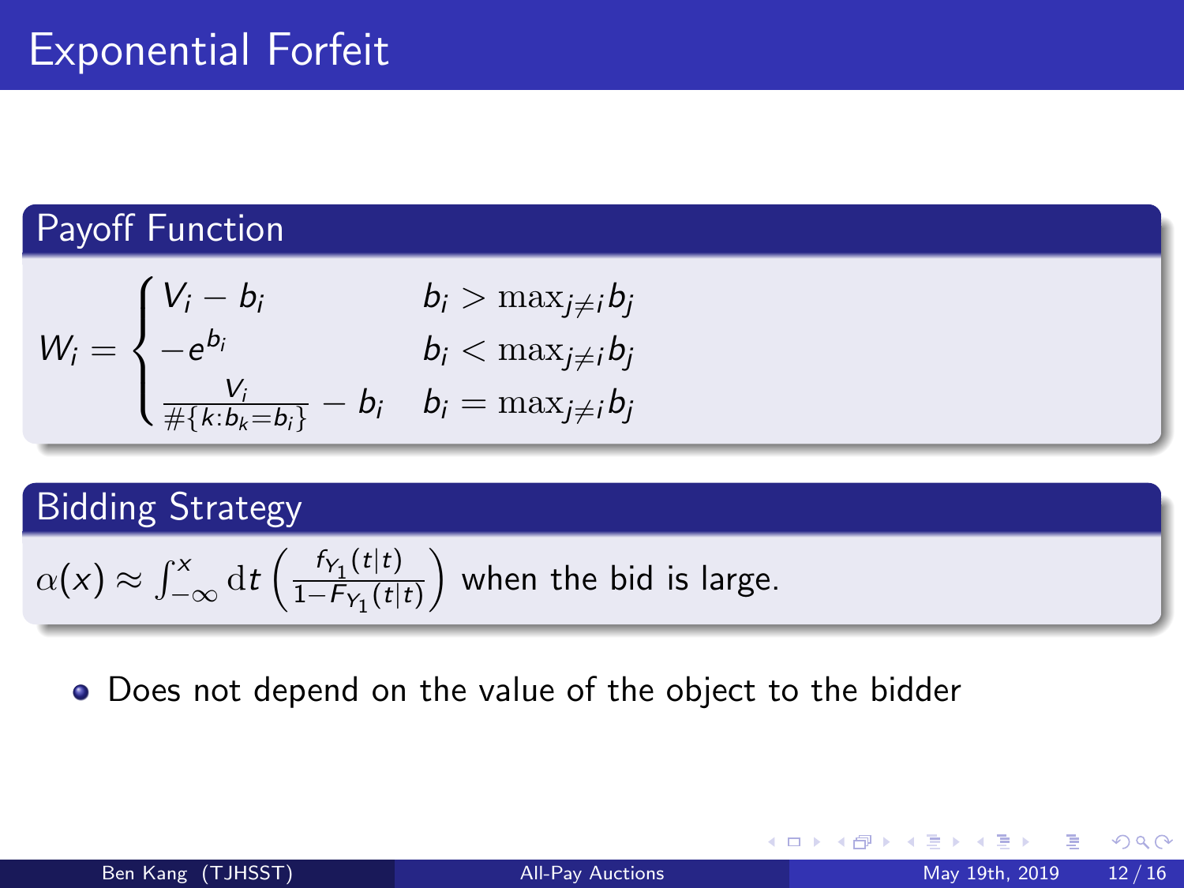# Exponential Forfeit

## Payoff Function

$$W_i = \begin{cases} V_i - b_i & b_i > \max_{j \neq i} b_j \\ -e^{b_i} & b_i < \max_{j \neq i} b_j \\ \frac{V_i}{\#\{k : b_k = b_i\}} - b_i & b_i = \max_{j \neq i} b_j \end{cases}$$

## Bidding Strategy

$\alpha(x) \approx \int_{-\infty}^{x} \mathrm{d}t \left( \frac{f_{Y_1}(t|t)}{1 - F_{Y_1}(t|t)} \right)$ when the bid is large.

- Does not depend on the value of the object to the bidder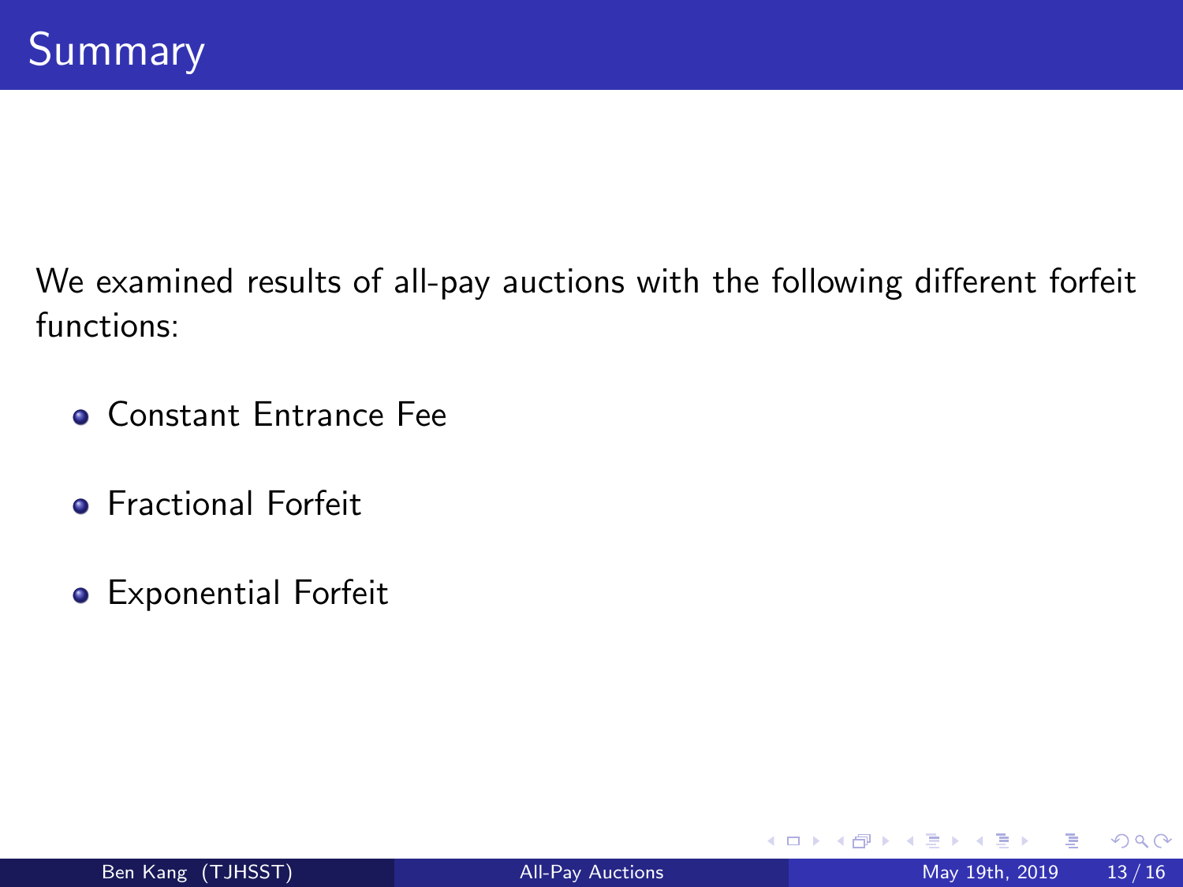# Summary

We examined results of all-pay auctions with the following different forfeit functions:

- Constant Entrance Fee
- Fractional Forfeit
- Exponential Forfeit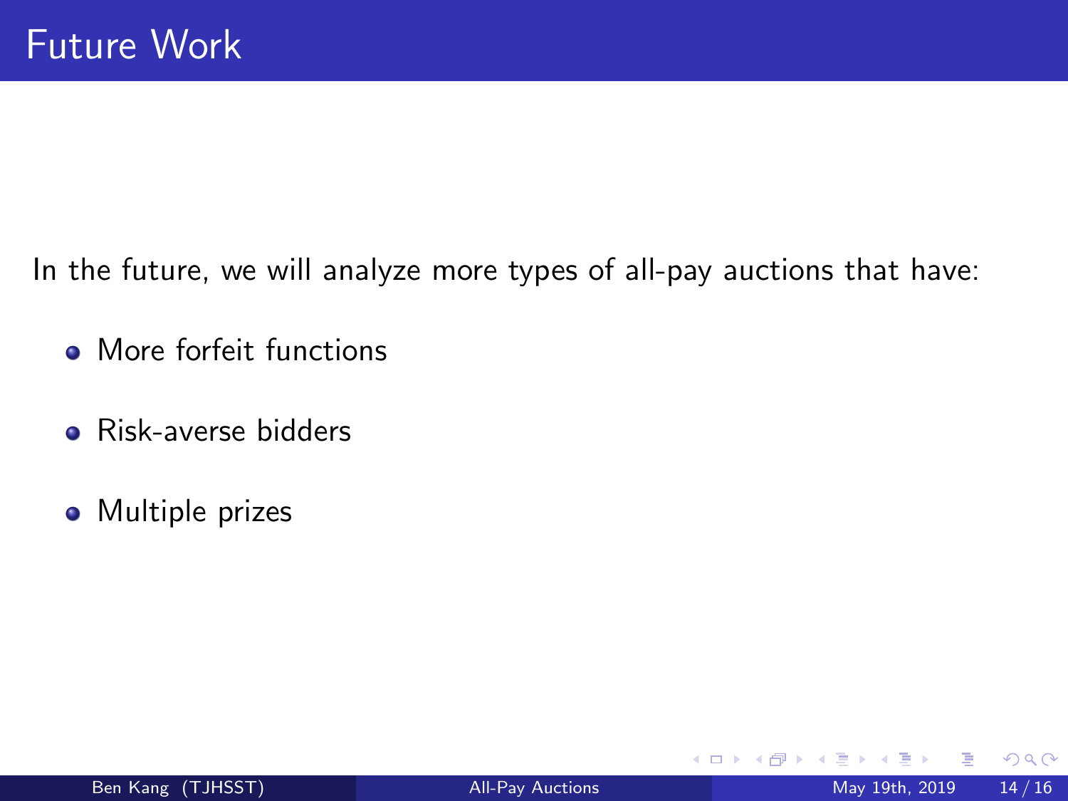# Future Work

In the future, we will analyze more types of all-pay auctions that have:

- More forfeit functions
- Risk-averse bidders
- Multiple prizes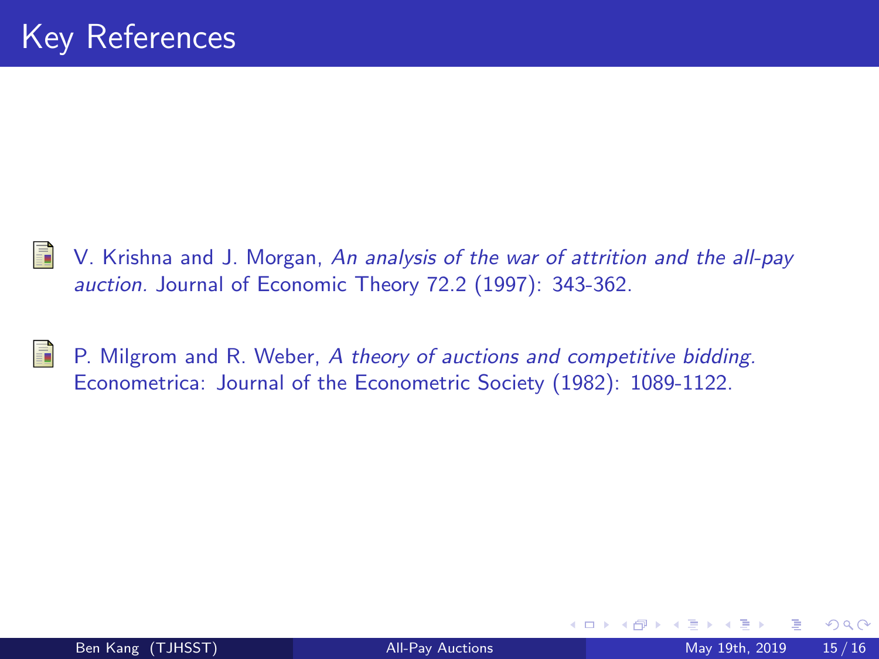# Key References

- V. Krishna and J. Morgan, *An analysis of the war of attrition and the all-pay auction.* Journal of Economic Theory 72.2 (1997): 343-362.

- P. Milgrom and R. Weber, *A theory of auctions and competitive bidding.* Econometrica: Journal of the Econometric Society (1982): 1089-1122.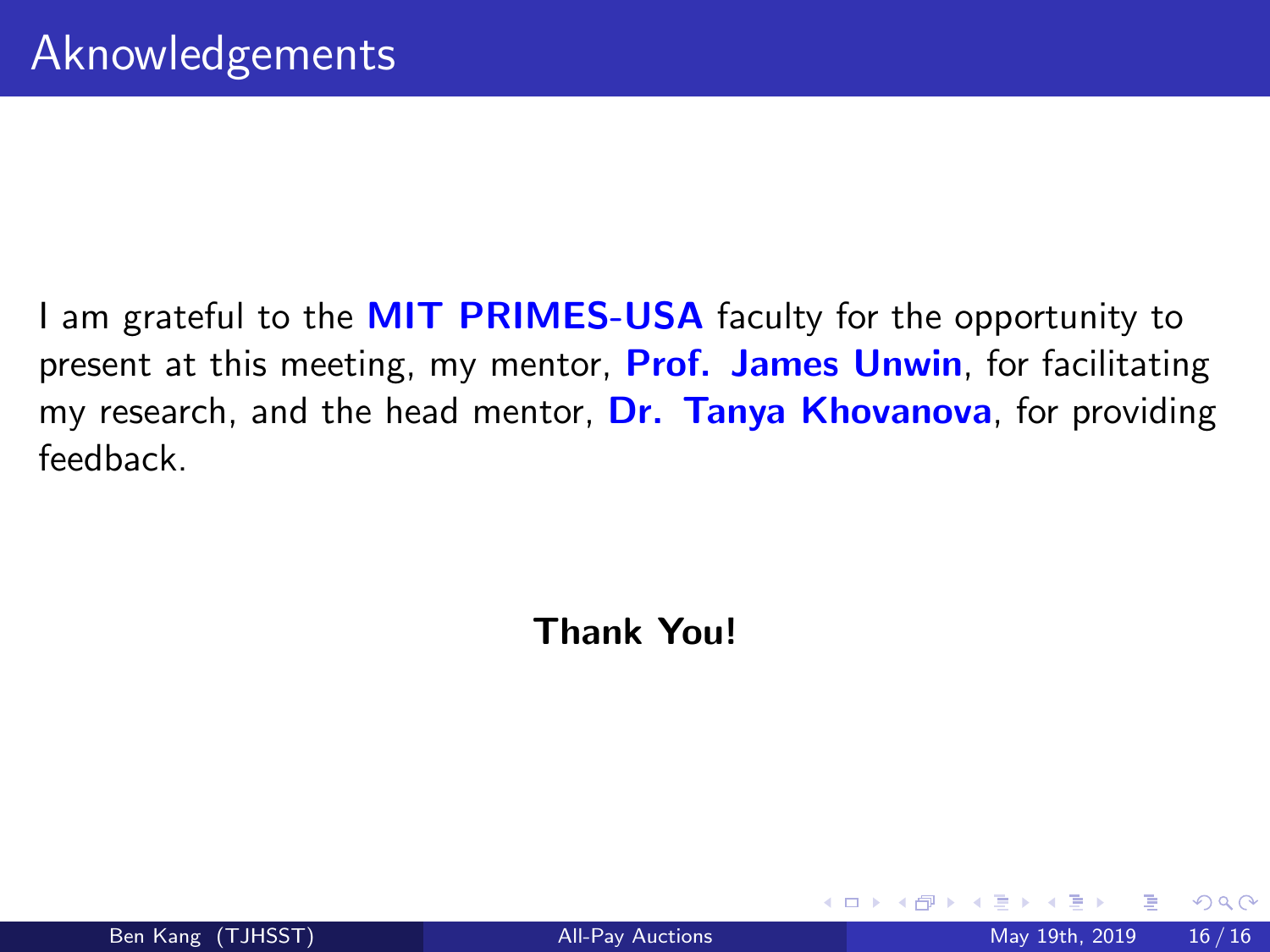# Aknowledgements

I am grateful to the **MIT PRIMES-USA** faculty for the opportunity to present at this meeting, my mentor, **Prof. James Unwin**, for facilitating my research, and the head mentor, **Dr. Tanya Khovanova**, for providing feedback.

**Thank You!**